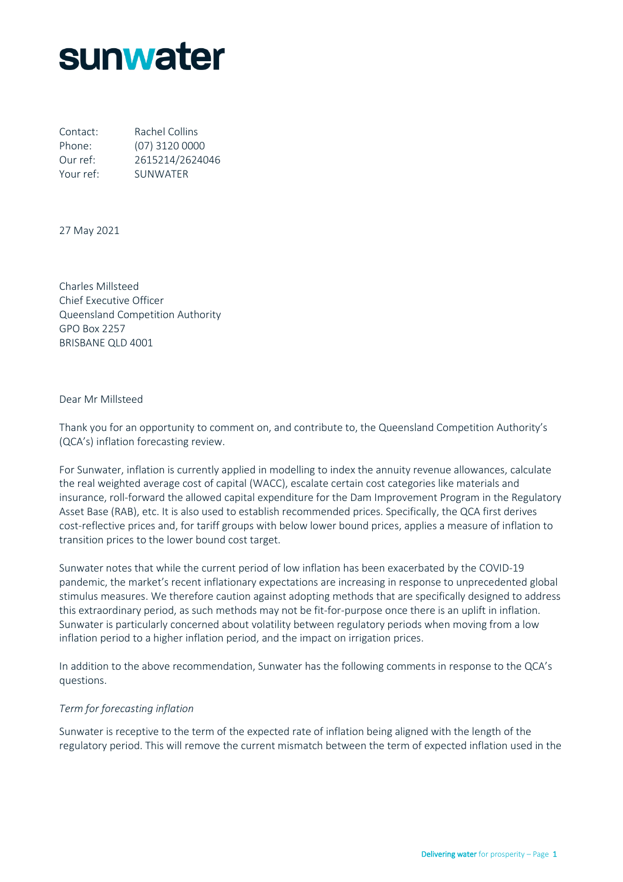# sunwater

Contact: Rachel Collins
Phone: (07) 3120 0000
Our ref: 2615214/2624046
Your ref: SUNWATER

27 May 2021

Charles Millsteed
Chief Executive Officer
Queensland Competition Authority
GPO Box 2257
BRISBANE QLD 4001

Dear Mr Millsteed

Thank you for an opportunity to comment on, and contribute to, the Queensland Competition Authority's (QCA's) inflation forecasting review.

For Sunwater, inflation is currently applied in modelling to index the annuity revenue allowances, calculate the real weighted average cost of capital (WACC), escalate certain cost categories like materials and insurance, roll-forward the allowed capital expenditure for the Dam Improvement Program in the Regulatory Asset Base (RAB), etc. It is also used to establish recommended prices. Specifically, the QCA first derives cost-reflective prices and, for tariff groups with below lower bound prices, applies a measure of inflation to transition prices to the lower bound cost target.

Sunwater notes that while the current period of low inflation has been exacerbated by the COVID-19 pandemic, the market's recent inflationary expectations are increasing in response to unprecedented global stimulus measures. We therefore caution against adopting methods that are specifically designed to address this extraordinary period, as such methods may not be fit-for-purpose once there is an uplift in inflation. Sunwater is particularly concerned about volatility between regulatory periods when moving from a low inflation period to a higher inflation period, and the impact on irrigation prices.

In addition to the above recommendation, Sunwater has the following comments in response to the QCA's questions.

*Term for forecasting inflation*

Sunwater is receptive to the term of the expected rate of inflation being aligned with the length of the regulatory period. This will remove the current mismatch between the term of expected inflation used in the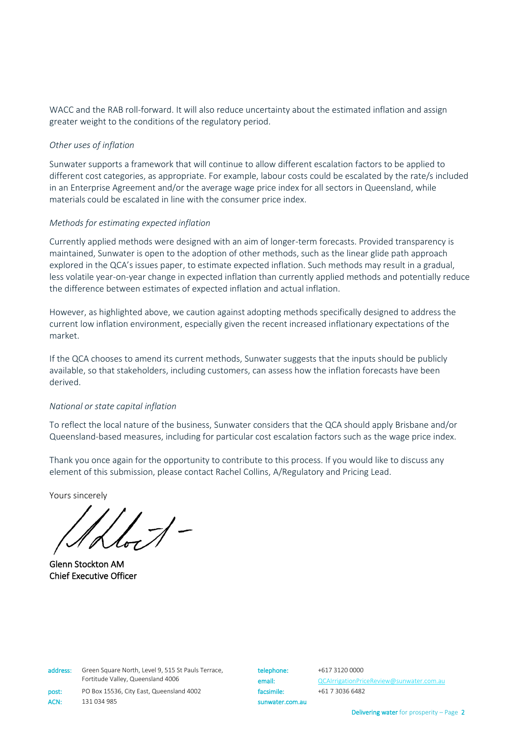WACC and the RAB roll-forward. It will also reduce uncertainty about the estimated inflation and assign greater weight to the conditions of the regulatory period.

*Other uses of inflation*

Sunwater supports a framework that will continue to allow different escalation factors to be applied to different cost categories, as appropriate. For example, labour costs could be escalated by the rate/s included in an Enterprise Agreement and/or the average wage price index for all sectors in Queensland, while materials could be escalated in line with the consumer price index.

*Methods for estimating expected inflation*

Currently applied methods were designed with an aim of longer-term forecasts. Provided transparency is maintained, Sunwater is open to the adoption of other methods, such as the linear glide path approach explored in the QCA's issues paper, to estimate expected inflation. Such methods may result in a gradual, less volatile year-on-year change in expected inflation than currently applied methods and potentially reduce the difference between estimates of expected inflation and actual inflation.

However, as highlighted above, we caution against adopting methods specifically designed to address the current low inflation environment, especially given the recent increased inflationary expectations of the market.

If the QCA chooses to amend its current methods, Sunwater suggests that the inputs should be publicly available, so that stakeholders, including customers, can assess how the inflation forecasts have been derived.

*National or state capital inflation*

To reflect the local nature of the business, Sunwater considers that the QCA should apply Brisbane and/or Queensland-based measures, including for particular cost escalation factors such as the wage price index.

Thank you once again for the opportunity to contribute to this process. If you would like to discuss any element of this submission, please contact Rachel Collins, A/Regulatory and Pricing Lead.

Yours sincerely

**Glenn Stockton AM**
**Chief Executive Officer**

address: Green Square North, Level 9, 515 St Pauls Terrace, Fortitude Valley, Queensland 4006
post: PO Box 15536, City East, Queensland 4002
ACN: 131 034 985
telephone: +617 3120 0000
email: QCAIrrigationPriceReview@sunwater.com.au
facsimile: +61 7 3036 6482
sunwater.com.au